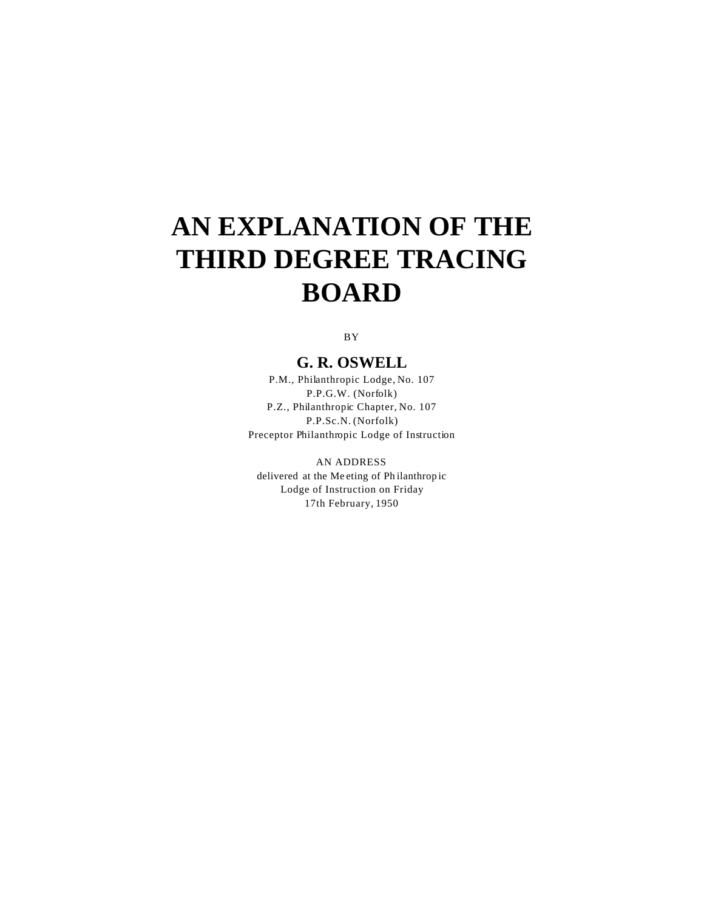# AN EXPLANATION OF THE THIRD DEGREE TRACING BOARD

BY

**G. R. OSWELL**

P.M., Philanthropic Lodge, No. 107
P.P.G.W. (Norfolk)
P.Z., Philanthropic Chapter, No. 107
P.P.Sc.N. (Norfolk)
Preceptor Philanthropic Lodge of Instruction

AN ADDRESS
delivered at the Meeting of Philanthropic
Lodge of Instruction on Friday
17th February, 1950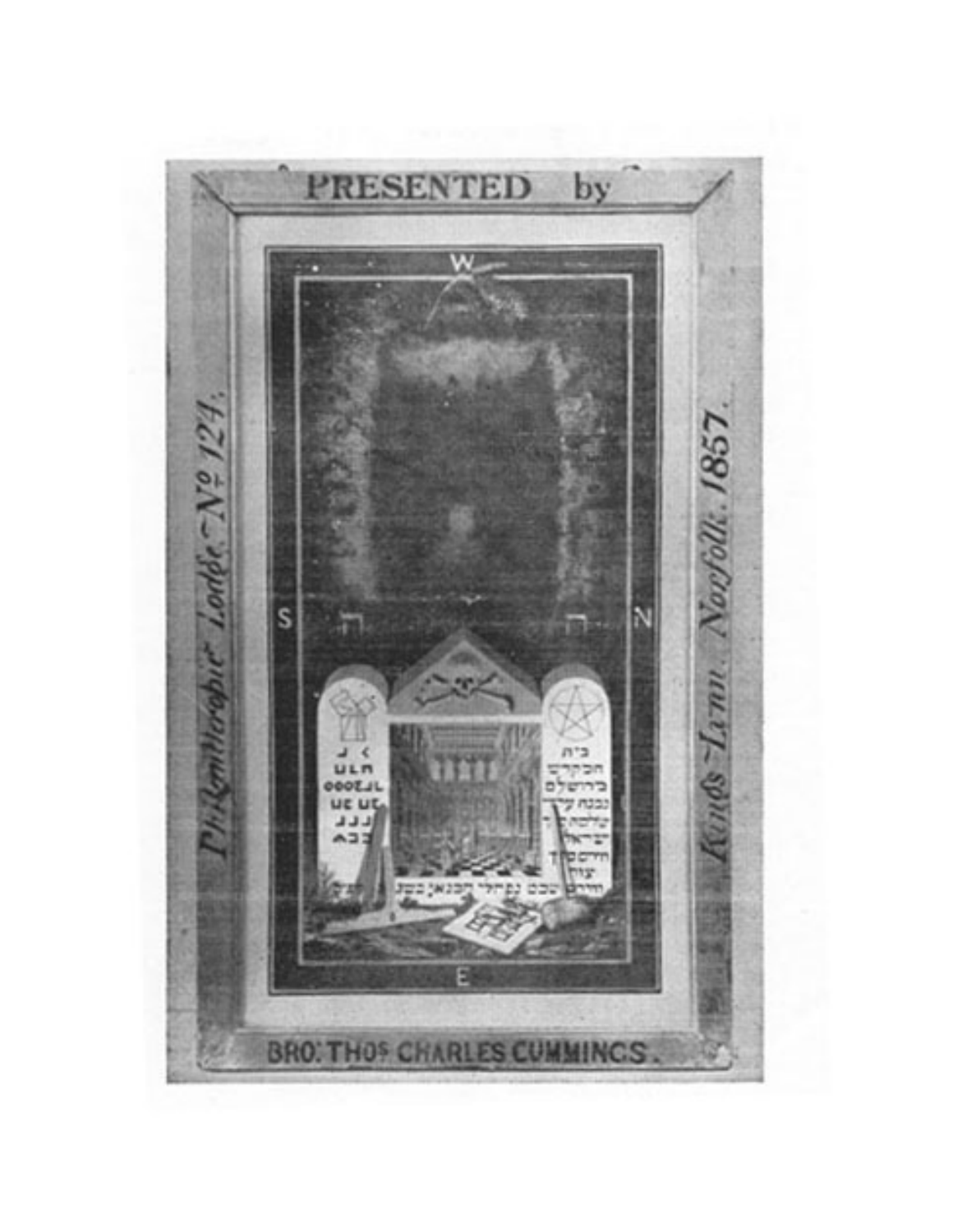PRESENTED by

Philanthropic Lodge No 124.

Kings Lynn. Norfolk. 1857.

BRO: THOS CHARLES CUMMINGS.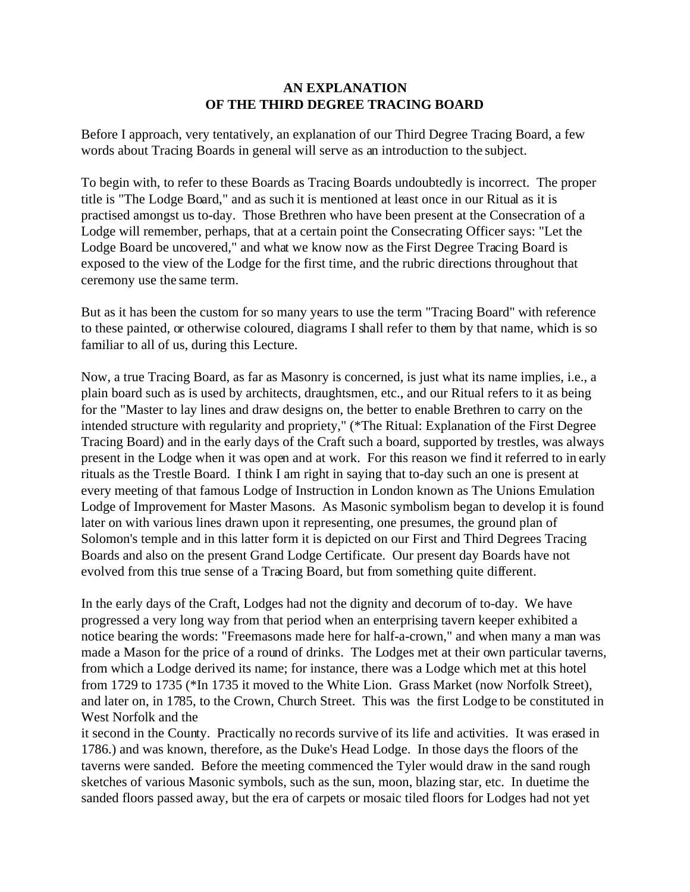**AN EXPLANATION**
**OF THE THIRD DEGREE TRACING BOARD**

Before I approach, very tentatively, an explanation of our Third Degree Tracing Board, a few words about Tracing Boards in general will serve as an introduction to the subject.

To begin with, to refer to these Boards as Tracing Boards undoubtedly is incorrect. The proper title is "The Lodge Board," and as such it is mentioned at least once in our Ritual as it is practised amongst us to-day. Those Brethren who have been present at the Consecration of a Lodge will remember, perhaps, that at a certain point the Consecrating Officer says: "Let the Lodge Board be uncovered," and what we know now as the First Degree Tracing Board is exposed to the view of the Lodge for the first time, and the rubric directions throughout that ceremony use the same term.

But as it has been the custom for so many years to use the term "Tracing Board" with reference to these painted, or otherwise coloured, diagrams I shall refer to them by that name, which is so familiar to all of us, during this Lecture.

Now, a true Tracing Board, as far as Masonry is concerned, is just what its name implies, i.e., a plain board such as is used by architects, draughtsmen, etc., and our Ritual refers to it as being for the "Master to lay lines and draw designs on, the better to enable Brethren to carry on the intended structure with regularity and propriety," (*The Ritual: Explanation of the First Degree Tracing Board) and in the early days of the Craft such a board, supported by trestles, was always present in the Lodge when it was open and at work. For this reason we find it referred to in early rituals as the Trestle Board. I think I am right in saying that to-day such an one is present at every meeting of that famous Lodge of Instruction in London known as The Unions Emulation Lodge of Improvement for Master Masons. As Masonic symbolism began to develop it is found later on with various lines drawn upon it representing, one presumes, the ground plan of Solomon's temple and in this latter form it is depicted on our First and Third Degrees Tracing Boards and also on the present Grand Lodge Certificate. Our present day Boards have not evolved from this true sense of a Tracing Board, but from something quite different.

In the early days of the Craft, Lodges had not the dignity and decorum of to-day. We have progressed a very long way from that period when an enterprising tavern keeper exhibited a notice bearing the words: "Freemasons made here for half-a-crown," and when many a man was made a Mason for the price of a round of drinks. The Lodges met at their own particular taverns, from which a Lodge derived its name; for instance, there was a Lodge which met at this hotel from 1729 to 1735 (*In 1735 it moved to the White Lion. Grass Market (now Norfolk Street), and later on, in 1785, to the Crown, Church Street. This was the first Lodge to be constituted in West Norfolk and the it second in the County. Practically no records survive of its life and activities. It was erased in 1786.) and was known, therefore, as the Duke's Head Lodge. In those days the floors of the taverns were sanded. Before the meeting commenced the Tyler would draw in the sand rough sketches of various Masonic symbols, such as the sun, moon, blazing star, etc. In duetime the sanded floors passed away, but the era of carpets or mosaic tiled floors for Lodges had not yet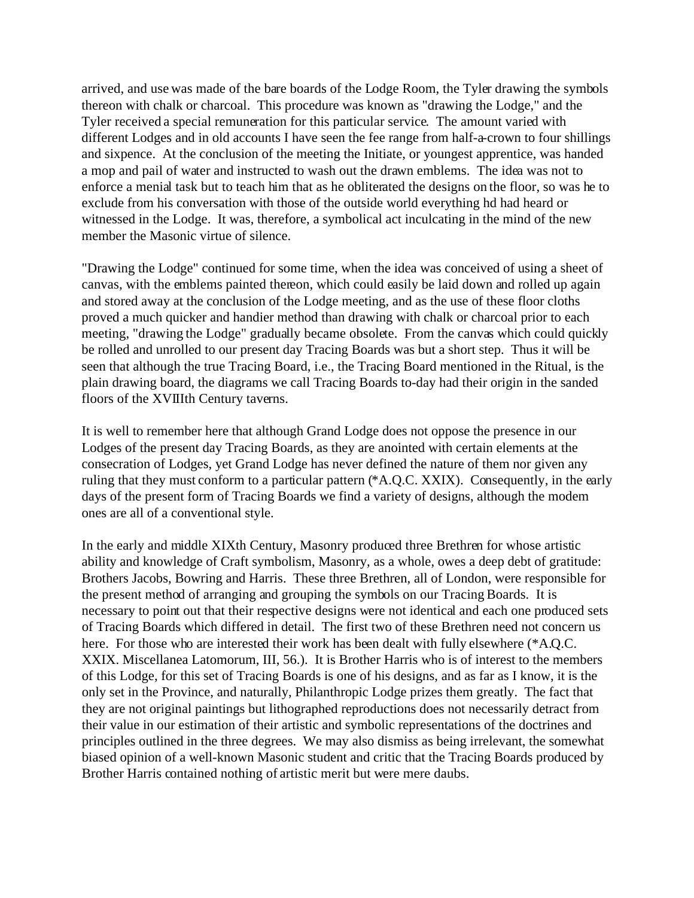arrived, and use was made of the bare boards of the Lodge Room, the Tyler drawing the symbols thereon with chalk or charcoal. This procedure was known as "drawing the Lodge," and the Tyler received a special remuneration for this particular service. The amount varied with different Lodges and in old accounts I have seen the fee range from half-a-crown to four shillings and sixpence. At the conclusion of the meeting the Initiate, or youngest apprentice, was handed a mop and pail of water and instructed to wash out the drawn emblems. The idea was not to enforce a menial task but to teach him that as he obliterated the designs on the floor, so was he to exclude from his conversation with those of the outside world everything hd had heard or witnessed in the Lodge. It was, therefore, a symbolical act inculcating in the mind of the new member the Masonic virtue of silence.

"Drawing the Lodge" continued for some time, when the idea was conceived of using a sheet of canvas, with the emblems painted thereon, which could easily be laid down and rolled up again and stored away at the conclusion of the Lodge meeting, and as the use of these floor cloths proved a much quicker and handier method than drawing with chalk or charcoal prior to each meeting, "drawing the Lodge" gradually became obsolete. From the canvas which could quickly be rolled and unrolled to our present day Tracing Boards was but a short step. Thus it will be seen that although the true Tracing Board, i.e., the Tracing Board mentioned in the Ritual, is the plain drawing board, the diagrams we call Tracing Boards to-day had their origin in the sanded floors of the XVIIIth Century taverns.

It is well to remember here that although Grand Lodge does not oppose the presence in our Lodges of the present day Tracing Boards, as they are anointed with certain elements at the consecration of Lodges, yet Grand Lodge has never defined the nature of them nor given any ruling that they must conform to a particular pattern (*A.Q.C. XXIX). Consequently, in the early days of the present form of Tracing Boards we find a variety of designs, although the modem ones are all of a conventional style.

In the early and middle XIXth Century, Masonry produced three Brethren for whose artistic ability and knowledge of Craft symbolism, Masonry, as a whole, owes a deep debt of gratitude: Brothers Jacobs, Bowring and Harris. These three Brethren, all of London, were responsible for the present method of arranging and grouping the symbols on our Tracing Boards. It is necessary to point out that their respective designs were not identical and each one produced sets of Tracing Boards which differed in detail. The first two of these Brethren need not concern us here. For those who are interested their work has been dealt with fully elsewhere (*A.Q.C. XXIX. Miscellanea Latomorum, III, 56.). It is Brother Harris who is of interest to the members of this Lodge, for this set of Tracing Boards is one of his designs, and as far as I know, it is the only set in the Province, and naturally, Philanthropic Lodge prizes them greatly. The fact that they are not original paintings but lithographed reproductions does not necessarily detract from their value in our estimation of their artistic and symbolic representations of the doctrines and principles outlined in the three degrees. We may also dismiss as being irrelevant, the somewhat biased opinion of a well-known Masonic student and critic that the Tracing Boards produced by Brother Harris contained nothing of artistic merit but were mere daubs.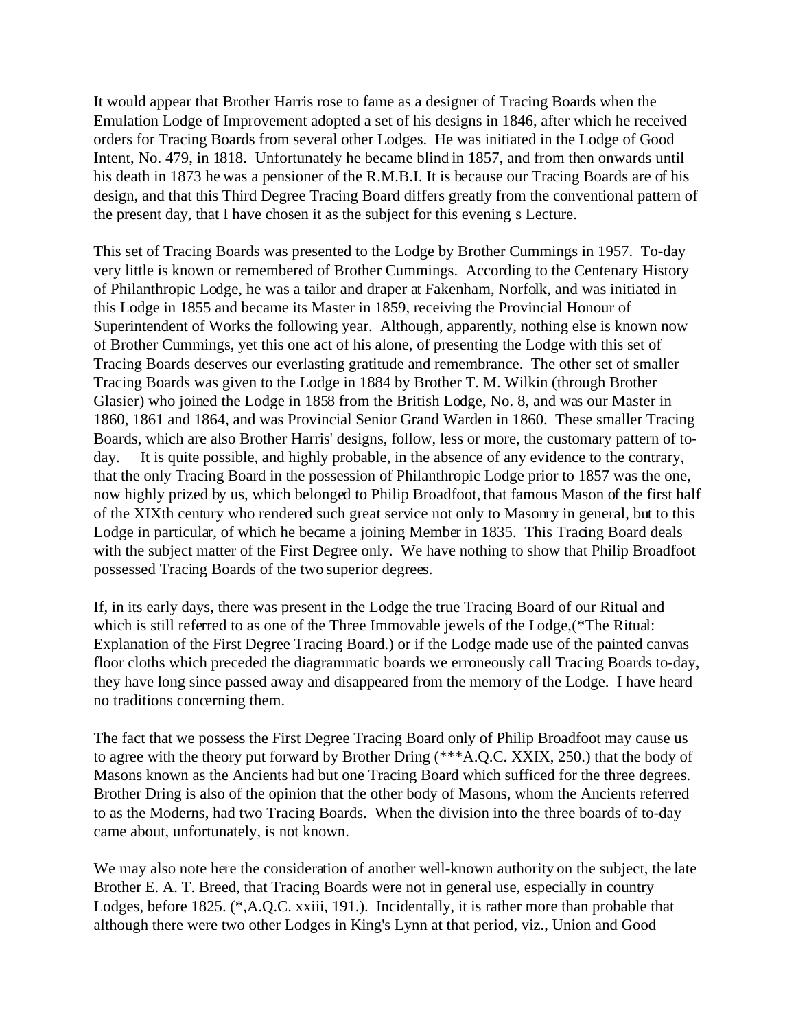It would appear that Brother Harris rose to fame as a designer of Tracing Boards when the Emulation Lodge of Improvement adopted a set of his designs in 1846, after which he received orders for Tracing Boards from several other Lodges. He was initiated in the Lodge of Good Intent, No. 479, in 1818. Unfortunately he became blind in 1857, and from then onwards until his death in 1873 he was a pensioner of the R.M.B.I. It is because our Tracing Boards are of his design, and that this Third Degree Tracing Board differs greatly from the conventional pattern of the present day, that I have chosen it as the subject for this evening s Lecture.

This set of Tracing Boards was presented to the Lodge by Brother Cummings in 1957. To-day very little is known or remembered of Brother Cummings. According to the Centenary History of Philanthropic Lodge, he was a tailor and draper at Fakenham, Norfolk, and was initiated in this Lodge in 1855 and became its Master in 1859, receiving the Provincial Honour of Superintendent of Works the following year. Although, apparently, nothing else is known now of Brother Cummings, yet this one act of his alone, of presenting the Lodge with this set of Tracing Boards deserves our everlasting gratitude and remembrance. The other set of smaller Tracing Boards was given to the Lodge in 1884 by Brother T. M. Wilkin (through Brother Glasier) who joined the Lodge in 1858 from the British Lodge, No. 8, and was our Master in 1860, 1861 and 1864, and was Provincial Senior Grand Warden in 1860. These smaller Tracing Boards, which are also Brother Harris' designs, follow, less or more, the customary pattern of to-day. It is quite possible, and highly probable, in the absence of any evidence to the contrary, that the only Tracing Board in the possession of Philanthropic Lodge prior to 1857 was the one, now highly prized by us, which belonged to Philip Broadfoot, that famous Mason of the first half of the XIXth century who rendered such great service not only to Masonry in general, but to this Lodge in particular, of which he became a joining Member in 1835. This Tracing Board deals with the subject matter of the First Degree only. We have nothing to show that Philip Broadfoot possessed Tracing Boards of the two superior degrees.

If, in its early days, there was present in the Lodge the true Tracing Board of our Ritual and which is still referred to as one of the Three Immovable jewels of the Lodge,(*The Ritual: Explanation of the First Degree Tracing Board.) or if the Lodge made use of the painted canvas floor cloths which preceded the diagrammatic boards we erroneously call Tracing Boards to-day, they have long since passed away and disappeared from the memory of the Lodge. I have heard no traditions concerning them.

The fact that we possess the First Degree Tracing Board only of Philip Broadfoot may cause us to agree with the theory put forward by Brother Dring (***A.Q.C. XXIX, 250.) that the body of Masons known as the Ancients had but one Tracing Board which sufficed for the three degrees. Brother Dring is also of the opinion that the other body of Masons, whom the Ancients referred to as the Moderns, had two Tracing Boards. When the division into the three boards of to-day came about, unfortunately, is not known.

We may also note here the consideration of another well-known authority on the subject, the late Brother E. A. T. Breed, that Tracing Boards were not in general use, especially in country Lodges, before 1825. (*,A.Q.C. xxiii, 191.). Incidentally, it is rather more than probable that although there were two other Lodges in King's Lynn at that period, viz., Union and Good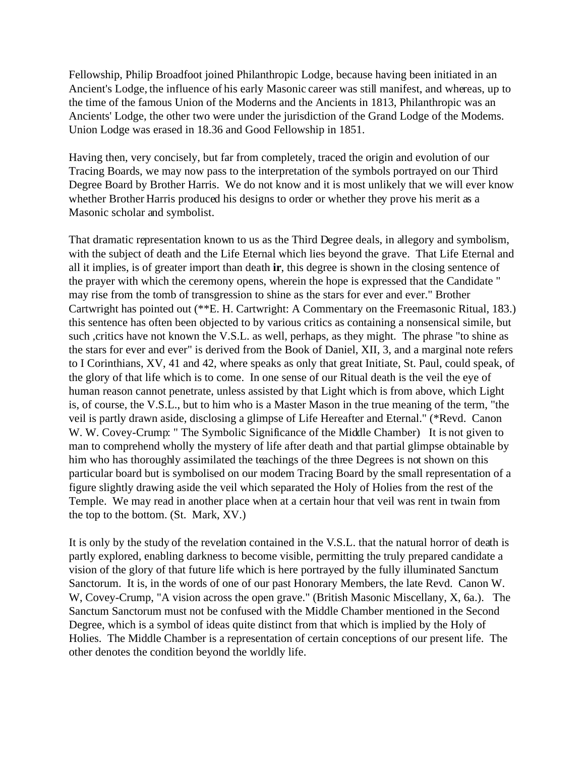Fellowship, Philip Broadfoot joined Philanthropic Lodge, because having been initiated in an Ancient's Lodge, the influence of his early Masonic career was still manifest, and whereas, up to the time of the famous Union of the Moderns and the Ancients in 1813, Philanthropic was an Ancients' Lodge, the other two were under the jurisdiction of the Grand Lodge of the Modems. Union Lodge was erased in 18.36 and Good Fellowship in 1851.

Having then, very concisely, but far from completely, traced the origin and evolution of our Tracing Boards, we may now pass to the interpretation of the symbols portrayed on our Third Degree Board by Brother Harris. We do not know and it is most unlikely that we will ever know whether Brother Harris produced his designs to order or whether they prove his merit as a Masonic scholar and symbolist.

That dramatic representation known to us as the Third Degree deals, in allegory and symbolism, with the subject of death and the Life Eternal which lies beyond the grave. That Life Eternal and all it implies, is of greater import than death **ir**, this degree is shown in the closing sentence of the prayer with which the ceremony opens, wherein the hope is expressed that the Candidate " may rise from the tomb of transgression to shine as the stars for ever and ever." Brother Cartwright has pointed out (**E. H. Cartwright: A Commentary on the Freemasonic Ritual, 183.) this sentence has often been objected to by various critics as containing a nonsensical simile, but such ,critics have not known the V.S.L. as well, perhaps, as they might. The phrase "to shine as the stars for ever and ever" is derived from the Book of Daniel, XII, 3, and a marginal note refers to I Corinthians, XV, 41 and 42, where speaks as only that great Initiate, St. Paul, could speak, of the glory of that life which is to come. In one sense of our Ritual death is the veil the eye of human reason cannot penetrate, unless assisted by that Light which is from above, which Light is, of course, the V.S.L., but to him who is a Master Mason in the true meaning of the term, "the veil is partly drawn aside, disclosing a glimpse of Life Hereafter and Eternal." (*Revd. Canon W. W. Covey-Crump: " The Symbolic Significance of the Middle Chamber) It is not given to man to comprehend wholly the mystery of life after death and that partial glimpse obtainable by him who has thoroughly assimilated the teachings of the three Degrees is not shown on this particular board but is symbolised on our modem Tracing Board by the small representation of a figure slightly drawing aside the veil which separated the Holy of Holies from the rest of the Temple. We may read in another place when at a certain hour that veil was rent in twain from the top to the bottom. (St. Mark, XV.)

It is only by the study of the revelation contained in the V.S.L. that the natural horror of death is partly explored, enabling darkness to become visible, permitting the truly prepared candidate a vision of the glory of that future life which is here portrayed by the fully illuminated Sanctum Sanctorum. It is, in the words of one of our past Honorary Members, the late Revd. Canon W. W, Covey-Crump, "A vision across the open grave." (British Masonic Miscellany, X, 6a.). The Sanctum Sanctorum must not be confused with the Middle Chamber mentioned in the Second Degree, which is a symbol of ideas quite distinct from that which is implied by the Holy of Holies. The Middle Chamber is a representation of certain conceptions of our present life. The other denotes the condition beyond the worldly life.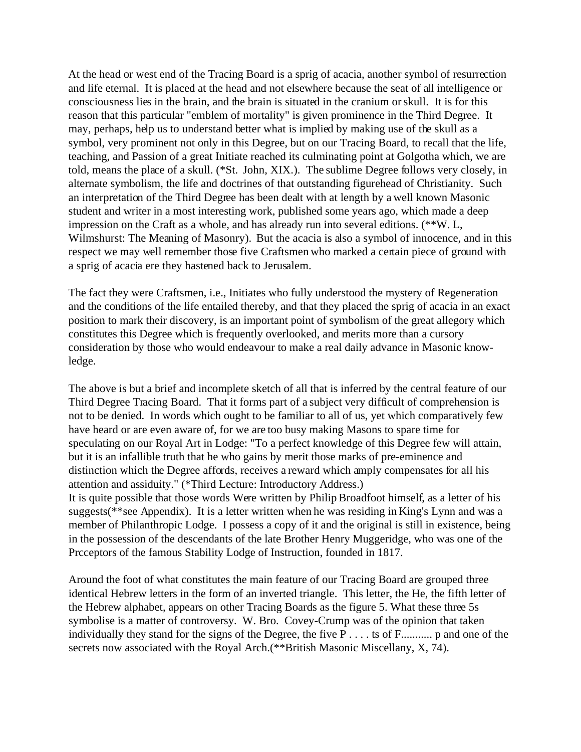At the head or west end of the Tracing Board is a sprig of acacia, another symbol of resurrection and life eternal. It is placed at the head and not elsewhere because the seat of all intelligence or consciousness lies in the brain, and the brain is situated in the cranium or skull. It is for this reason that this particular "emblem of mortality" is given prominence in the Third Degree. It may, perhaps, help us to understand better what is implied by making use of the skull as a symbol, very prominent not only in this Degree, but on our Tracing Board, to recall that the life, teaching, and Passion of a great Initiate reached its culminating point at Golgotha which, we are told, means the place of a skull. (*St. John, XIX.). The sublime Degree follows very closely, in alternate symbolism, the life and doctrines of that outstanding figurehead of Christianity. Such an interpretation of the Third Degree has been dealt with at length by a well known Masonic student and writer in a most interesting work, published some years ago, which made a deep impression on the Craft as a whole, and has already run into several editions. (**W. L, Wilmshurst: The Meaning of Masonry). But the acacia is also a symbol of innocence, and in this respect we may well remember those five Craftsmen who marked a certain piece of ground with a sprig of acacia ere they hastened back to Jerusalem.

The fact they were Craftsmen, i.e., Initiates who fully understood the mystery of Regeneration and the conditions of the life entailed thereby, and that they placed the sprig of acacia in an exact position to mark their discovery, is an important point of symbolism of the great allegory which constitutes this Degree which is frequently overlooked, and merits more than a cursory consideration by those who would endeavour to make a real daily advance in Masonic know-ledge.

The above is but a brief and incomplete sketch of all that is inferred by the central feature of our Third Degree Tracing Board. That it forms part of a subject very difficult of comprehension is not to be denied. In words which ought to be familiar to all of us, yet which comparatively few have heard or are even aware of, for we are too busy making Masons to spare time for speculating on our Royal Art in Lodge: "To a perfect knowledge of this Degree few will attain, but it is an infallible truth that he who gains by merit those marks of pre-eminence and distinction which the Degree affords, receives a reward which amply compensates for all his attention and assiduity." (*Third Lecture: Introductory Address.)
It is quite possible that those words Were written by Philip Broadfoot himself, as a letter of his suggests(**see Appendix). It is a letter written when he was residing in King's Lynn and was a member of Philanthropic Lodge. I possess a copy of it and the original is still in existence, being in the possession of the descendants of the late Brother Henry Muggeridge, who was one of the Prcceptors of the famous Stability Lodge of Instruction, founded in 1817.

Around the foot of what constitutes the main feature of our Tracing Board are grouped three identical Hebrew letters in the form of an inverted triangle. This letter, the He, the fifth letter of the Hebrew alphabet, appears on other Tracing Boards as the figure 5. What these three 5s symbolise is a matter of controversy. W. Bro. Covey-Crump was of the opinion that taken individually they stand for the signs of the Degree, the five P . . . . ts of F........... p and one of the secrets now associated with the Royal Arch.(**British Masonic Miscellany, X, 74).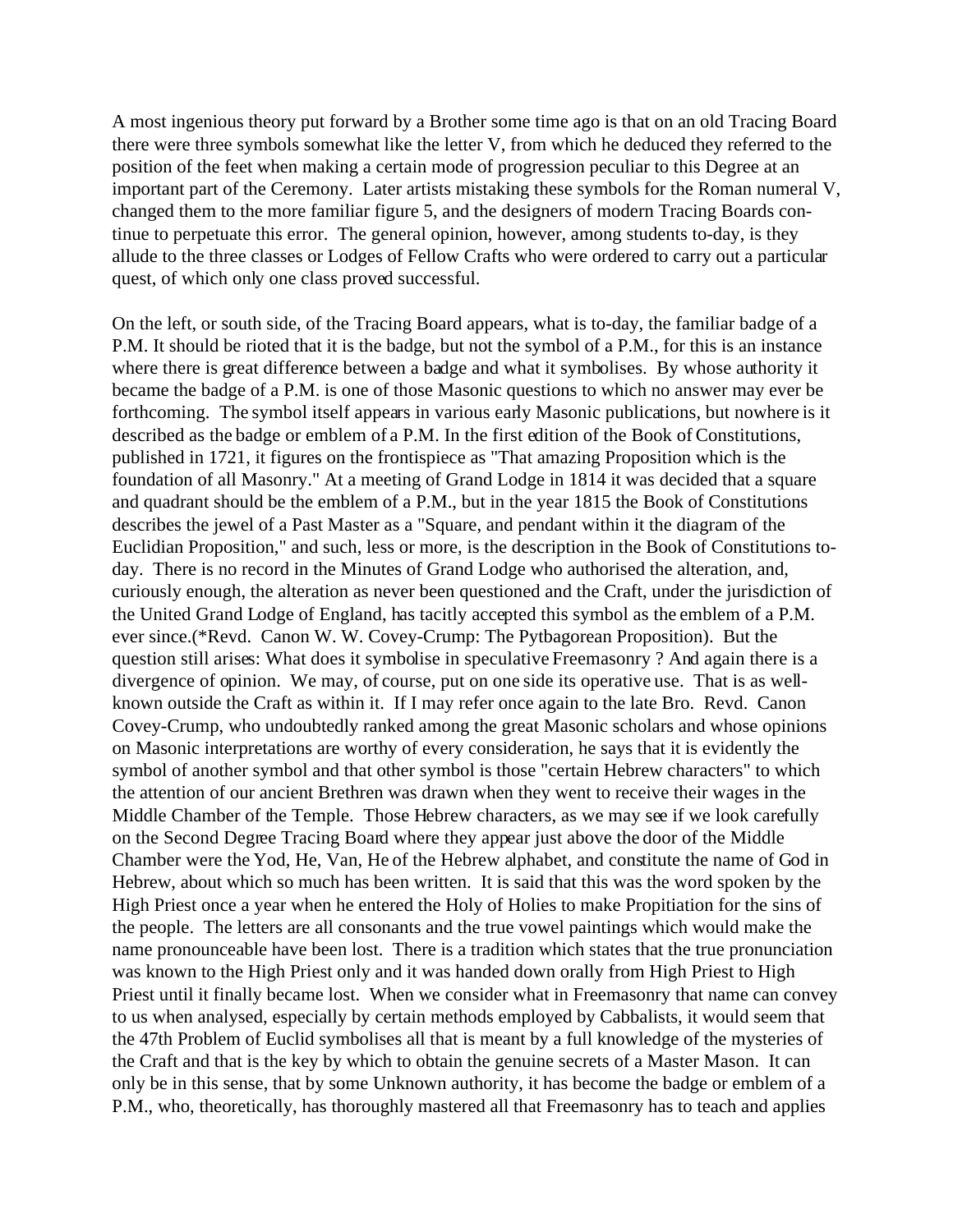A most ingenious theory put forward by a Brother some time ago is that on an old Tracing Board there were three symbols somewhat like the letter V, from which he deduced they referred to the position of the feet when making a certain mode of progression peculiar to this Degree at an important part of the Ceremony. Later artists mistaking these symbols for the Roman numeral V, changed them to the more familiar figure 5, and the designers of modern Tracing Boards continue to perpetuate this error. The general opinion, however, among students to-day, is they allude to the three classes or Lodges of Fellow Crafts who were ordered to carry out a particular quest, of which only one class proved successful.

On the left, or south side, of the Tracing Board appears, what is to-day, the familiar badge of a P.M. It should be rioted that it is the badge, but not the symbol of a P.M., for this is an instance where there is great difference between a badge and what it symbolises. By whose authority it became the badge of a P.M. is one of those Masonic questions to which no answer may ever be forthcoming. The symbol itself appears in various early Masonic publications, but nowhere is it described as the badge or emblem of a P.M. In the first edition of the Book of Constitutions, published in 1721, it figures on the frontispiece as "That amazing Proposition which is the foundation of all Masonry." At a meeting of Grand Lodge in 1814 it was decided that a square and quadrant should be the emblem of a P.M., but in the year 1815 the Book of Constitutions describes the jewel of a Past Master as a "Square, and pendant within it the diagram of the Euclidian Proposition," and such, less or more, is the description in the Book of Constitutions to-day. There is no record in the Minutes of Grand Lodge who authorised the alteration, and, curiously enough, the alteration as never been questioned and the Craft, under the jurisdiction of the United Grand Lodge of England, has tacitly accepted this symbol as the emblem of a P.M. ever since.(*Revd. Canon W. W. Covey-Crump: The Pytbagorean Proposition). But the question still arises: What does it symbolise in speculative Freemasonry ? And again there is a divergence of opinion. We may, of course, put on one side its operative use. That is as well-known outside the Craft as within it. If I may refer once again to the late Bro. Revd. Canon Covey-Crump, who undoubtedly ranked among the great Masonic scholars and whose opinions on Masonic interpretations are worthy of every consideration, he says that it is evidently the symbol of another symbol and that other symbol is those "certain Hebrew characters" to which the attention of our ancient Brethren was drawn when they went to receive their wages in the Middle Chamber of the Temple. Those Hebrew characters, as we may see if we look carefully on the Second Degree Tracing Board where they appear just above the door of the Middle Chamber were the Yod, He, Van, He of the Hebrew alphabet, and constitute the name of God in Hebrew, about which so much has been written. It is said that this was the word spoken by the High Priest once a year when he entered the Holy of Holies to make Propitiation for the sins of the people. The letters are all consonants and the true vowel paintings which would make the name pronounceable have been lost. There is a tradition which states that the true pronunciation was known to the High Priest only and it was handed down orally from High Priest to High Priest until it finally became lost. When we consider what in Freemasonry that name can convey to us when analysed, especially by certain methods employed by Cabbalists, it would seem that the 47th Problem of Euclid symbolises all that is meant by a full knowledge of the mysteries of the Craft and that is the key by which to obtain the genuine secrets of a Master Mason. It can only be in this sense, that by some Unknown authority, it has become the badge or emblem of a P.M., who, theoretically, has thoroughly mastered all that Freemasonry has to teach and applies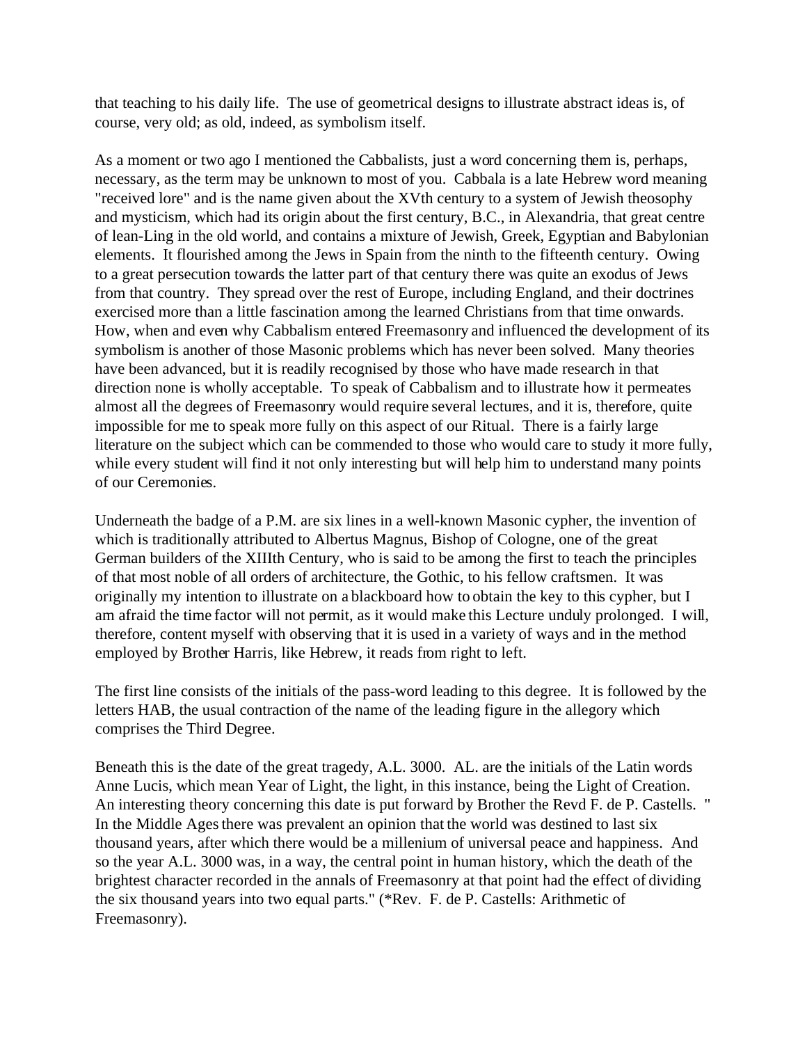that teaching to his daily life. The use of geometrical designs to illustrate abstract ideas is, of course, very old; as old, indeed, as symbolism itself.

As a moment or two ago I mentioned the Cabbalists, just a word concerning them is, perhaps, necessary, as the term may be unknown to most of you. Cabbala is a late Hebrew word meaning "received lore" and is the name given about the XVth century to a system of Jewish theosophy and mysticism, which had its origin about the first century, B.C., in Alexandria, that great centre of lean-Ling in the old world, and contains a mixture of Jewish, Greek, Egyptian and Babylonian elements. It flourished among the Jews in Spain from the ninth to the fifteenth century. Owing to a great persecution towards the latter part of that century there was quite an exodus of Jews from that country. They spread over the rest of Europe, including England, and their doctrines exercised more than a little fascination among the learned Christians from that time onwards. How, when and even why Cabbalism entered Freemasonry and influenced the development of its symbolism is another of those Masonic problems which has never been solved. Many theories have been advanced, but it is readily recognised by those who have made research in that direction none is wholly acceptable. To speak of Cabbalism and to illustrate how it permeates almost all the degrees of Freemasonry would require several lectures, and it is, therefore, quite impossible for me to speak more fully on this aspect of our Ritual. There is a fairly large literature on the subject which can be commended to those who would care to study it more fully, while every student will find it not only interesting but will help him to understand many points of our Ceremonies.

Underneath the badge of a P.M. are six lines in a well-known Masonic cypher, the invention of which is traditionally attributed to Albertus Magnus, Bishop of Cologne, one of the great German builders of the XIIIth Century, who is said to be among the first to teach the principles of that most noble of all orders of architecture, the Gothic, to his fellow craftsmen. It was originally my intention to illustrate on a blackboard how to obtain the key to this cypher, but I am afraid the time factor will not permit, as it would make this Lecture unduly prolonged. I will, therefore, content myself with observing that it is used in a variety of ways and in the method employed by Brother Harris, like Hebrew, it reads from right to left.

The first line consists of the initials of the pass-word leading to this degree. It is followed by the letters HAB, the usual contraction of the name of the leading figure in the allegory which comprises the Third Degree.

Beneath this is the date of the great tragedy, A.L. 3000. AL. are the initials of the Latin words Anne Lucis, which mean Year of Light, the light, in this instance, being the Light of Creation. An interesting theory concerning this date is put forward by Brother the Revd F. de P. Castells. " In the Middle Ages there was prevalent an opinion that the world was destined to last six thousand years, after which there would be a millenium of universal peace and happiness. And so the year A.L. 3000 was, in a way, the central point in human history, which the death of the brightest character recorded in the annals of Freemasonry at that point had the effect of dividing the six thousand years into two equal parts." (*Rev. F. de P. Castells: Arithmetic of Freemasonry).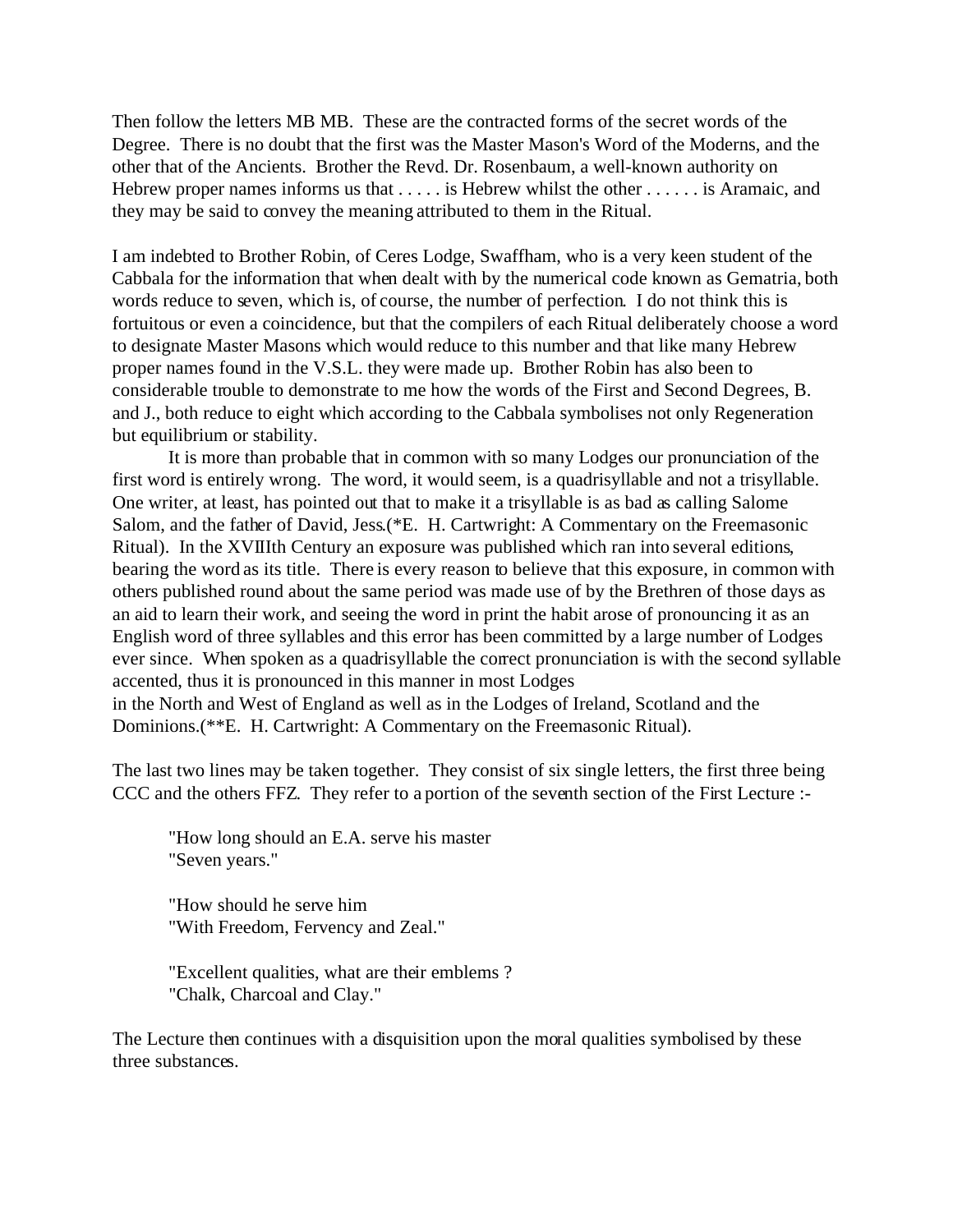Then follow the letters MB MB. These are the contracted forms of the secret words of the Degree. There is no doubt that the first was the Master Mason's Word of the Moderns, and the other that of the Ancients. Brother the Revd. Dr. Rosenbaum, a well-known authority on Hebrew proper names informs us that . . . . . is Hebrew whilst the other . . . . . . is Aramaic, and they may be said to convey the meaning attributed to them in the Ritual.

I am indebted to Brother Robin, of Ceres Lodge, Swaffham, who is a very keen student of the Cabbala for the information that when dealt with by the numerical code known as Gematria, both words reduce to seven, which is, of course, the number of perfection. I do not think this is fortuitous or even a coincidence, but that the compilers of each Ritual deliberately choose a word to designate Master Masons which would reduce to this number and that like many Hebrew proper names found in the V.S.L. they were made up. Brother Robin has also been to considerable trouble to demonstrate to me how the words of the First and Second Degrees, B. and J., both reduce to eight which according to the Cabbala symbolises not only Regeneration but equilibrium or stability.

It is more than probable that in common with so many Lodges our pronunciation of the first word is entirely wrong. The word, it would seem, is a quadrisyllable and not a trisyllable. One writer, at least, has pointed out that to make it a trisyllable is as bad as calling Salome Salom, and the father of David, Jess.(*E. H. Cartwright: A Commentary on the Freemasonic Ritual). In the XVIIIth Century an exposure was published which ran into several editions, bearing the word as its title. There is every reason to believe that this exposure, in common with others published round about the same period was made use of by the Brethren of those days as an aid to learn their work, and seeing the word in print the habit arose of pronouncing it as an English word of three syllables and this error has been committed by a large number of Lodges ever since. When spoken as a quadrisyllable the correct pronunciation is with the second syllable accented, thus it is pronounced in this manner in most Lodges in the North and West of England as well as in the Lodges of Ireland, Scotland and the Dominions.(**E. H. Cartwright: A Commentary on the Freemasonic Ritual).

The last two lines may be taken together. They consist of six single letters, the first three being CCC and the others FFZ. They refer to a portion of the seventh section of the First Lecture :-

> "How long should an E.A. serve his master
> "Seven years."
>
> "How should he serve him
> "With Freedom, Fervency and Zeal."
>
> "Excellent qualities, what are their emblems ?
> "Chalk, Charcoal and Clay."

The Lecture then continues with a disquisition upon the moral qualities symbolised by these three substances.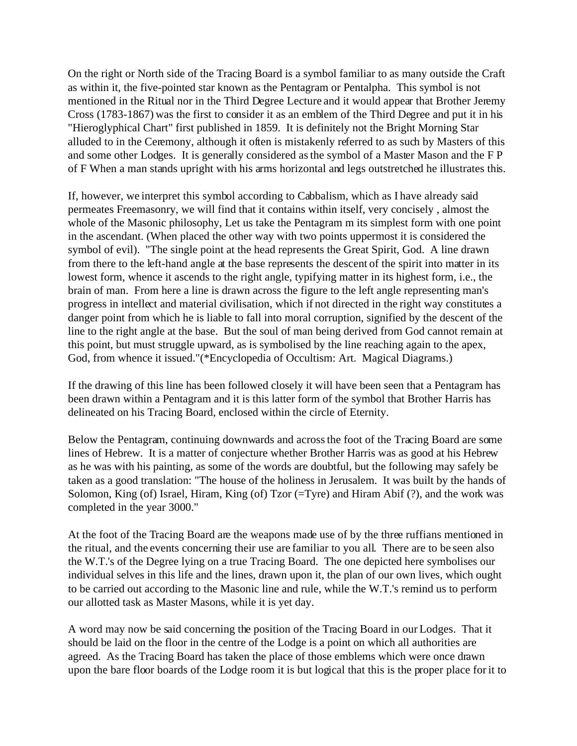On the right or North side of the Tracing Board is a symbol familiar to as many outside the Craft as within it, the five-pointed star known as the Pentagram or Pentalpha. This symbol is not mentioned in the Ritual nor in the Third Degree Lecture and it would appear that Brother Jeremy Cross (1783-1867) was the first to consider it as an emblem of the Third Degree and put it in his "Hieroglyphical Chart" first published in 1859. It is definitely not the Bright Morning Star alluded to in the Ceremony, although it often is mistakenly referred to as such by Masters of this and some other Lodges. It is generally considered as the symbol of a Master Mason and the F P of F When a man stands upright with his arms horizontal and legs outstretched he illustrates this.

If, however, we interpret this symbol according to Cabbalism, which as I have already said permeates Freemasonry, we will find that it contains within itself, very concisely , almost the whole of the Masonic philosophy, Let us take the Pentagram m its simplest form with one point in the ascendant. (When placed the other way with two points uppermost it is considered the symbol of evil). "The single point at the head represents the Great Spirit, God. A line drawn from there to the left-hand angle at the base represents the descent of the spirit into matter in its lowest form, whence it ascends to the right angle, typifying matter in its highest form, i.e., the brain of man. From here a line is drawn across the figure to the left angle representing man's progress in intellect and material civilisation, which if not directed in the right way constitutes a danger point from which he is liable to fall into moral corruption, signified by the descent of the line to the right angle at the base. But the soul of man being derived from God cannot remain at this point, but must struggle upward, as is symbolised by the line reaching again to the apex, God, from whence it issued."(*Encyclopedia of Occultism: Art. Magical Diagrams.)

If the drawing of this line has been followed closely it will have been seen that a Pentagram has been drawn within a Pentagram and it is this latter form of the symbol that Brother Harris has delineated on his Tracing Board, enclosed within the circle of Eternity.

Below the Pentagram, continuing downwards and across the foot of the Tracing Board are some lines of Hebrew. It is a matter of conjecture whether Brother Harris was as good at his Hebrew as he was with his painting, as some of the words are doubtful, but the following may safely be taken as a good translation: "The house of the holiness in Jerusalem. It was built by the hands of Solomon, King (of) Israel, Hiram, King (of) Tzor (=Tyre) and Hiram Abif (?), and the work was completed in the year 3000."

At the foot of the Tracing Board are the weapons made use of by the three ruffians mentioned in the ritual, and the events concerning their use are familiar to you all. There are to be seen also the W.T.'s of the Degree lying on a true Tracing Board. The one depicted here symbolises our individual selves in this life and the lines, drawn upon it, the plan of our own lives, which ought to be carried out according to the Masonic line and rule, while the W.T.'s remind us to perform our allotted task as Master Masons, while it is yet day.

A word may now be said concerning the position of the Tracing Board in our Lodges. That it should be laid on the floor in the centre of the Lodge is a point on which all authorities are agreed. As the Tracing Board has taken the place of those emblems which were once drawn upon the bare floor boards of the Lodge room it is but logical that this is the proper place for it to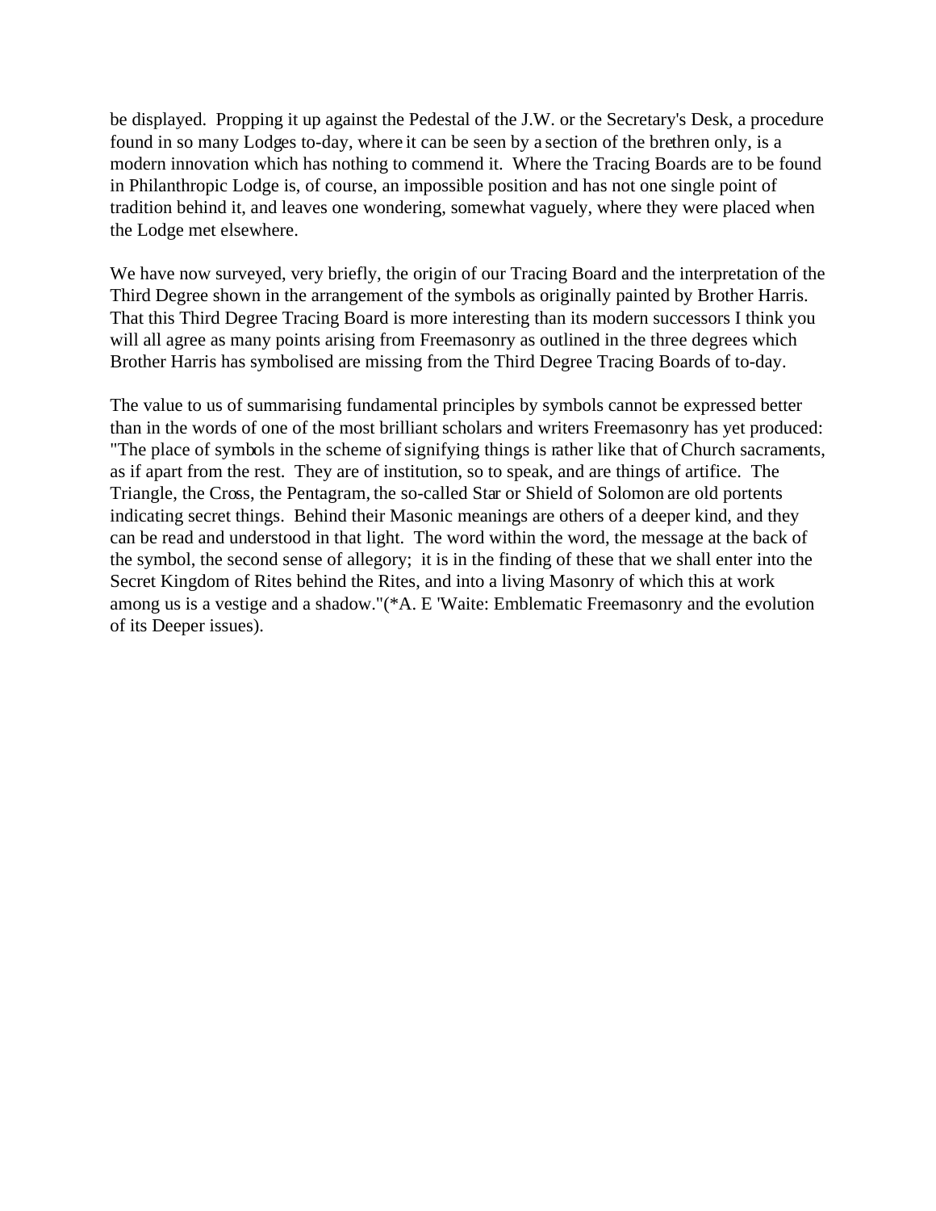be displayed. Propping it up against the Pedestal of the J.W. or the Secretary's Desk, a procedure found in so many Lodges to-day, where it can be seen by a section of the brethren only, is a modern innovation which has nothing to commend it. Where the Tracing Boards are to be found in Philanthropic Lodge is, of course, an impossible position and has not one single point of tradition behind it, and leaves one wondering, somewhat vaguely, where they were placed when the Lodge met elsewhere.

We have now surveyed, very briefly, the origin of our Tracing Board and the interpretation of the Third Degree shown in the arrangement of the symbols as originally painted by Brother Harris. That this Third Degree Tracing Board is more interesting than its modern successors I think you will all agree as many points arising from Freemasonry as outlined in the three degrees which Brother Harris has symbolised are missing from the Third Degree Tracing Boards of to-day.

The value to us of summarising fundamental principles by symbols cannot be expressed better than in the words of one of the most brilliant scholars and writers Freemasonry has yet produced: "The place of symbols in the scheme of signifying things is rather like that of Church sacraments, as if apart from the rest. They are of institution, so to speak, and are things of artifice. The Triangle, the Cross, the Pentagram, the so-called Star or Shield of Solomon are old portents indicating secret things. Behind their Masonic meanings are others of a deeper kind, and they can be read and understood in that light. The word within the word, the message at the back of the symbol, the second sense of allegory; it is in the finding of these that we shall enter into the Secret Kingdom of Rites behind the Rites, and into a living Masonry of which this at work among us is a vestige and a shadow."(*A. E 'Waite: Emblematic Freemasonry and the evolution of its Deeper issues).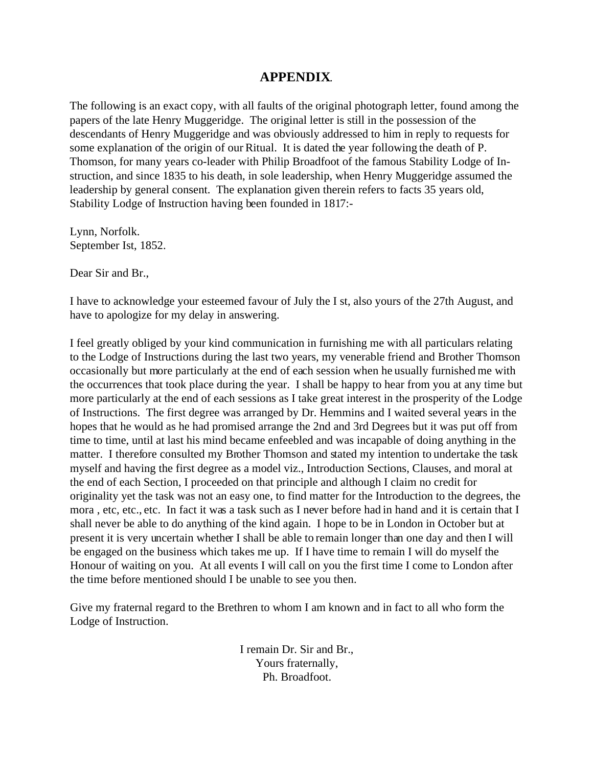## APPENDIX.

The following is an exact copy, with all faults of the original photograph letter, found among the papers of the late Henry Muggeridge. The original letter is still in the possession of the descendants of Henry Muggeridge and was obviously addressed to him in reply to requests for some explanation of the origin of our Ritual. It is dated the year following the death of P. Thomson, for many years co-leader with Philip Broadfoot of the famous Stability Lodge of Instruction, and since 1835 to his death, in sole leadership, when Henry Muggeridge assumed the leadership by general consent. The explanation given therein refers to facts 35 years old, Stability Lodge of Instruction having been founded in 1817:-

Lynn, Norfolk.
September Ist, 1852.

Dear Sir and Br.,

I have to acknowledge your esteemed favour of July the I st, also yours of the 27th August, and have to apologize for my delay in answering.

I feel greatly obliged by your kind communication in furnishing me with all particulars relating to the Lodge of Instructions during the last two years, my venerable friend and Brother Thomson occasionally but more particularly at the end of each session when he usually furnished me with the occurrences that took place during the year. I shall be happy to hear from you at any time but more particularly at the end of each sessions as I take great interest in the prosperity of the Lodge of Instructions. The first degree was arranged by Dr. Hemmins and I waited several years in the hopes that he would as he had promised arrange the 2nd and 3rd Degrees but it was put off from time to time, until at last his mind became enfeebled and was incapable of doing anything in the matter. I therefore consulted my Brother Thomson and stated my intention to undertake the task myself and having the first degree as a model viz., Introduction Sections, Clauses, and moral at the end of each Section, I proceeded on that principle and although I claim no credit for originality yet the task was not an easy one, to find matter for the Introduction to the degrees, the mora , etc, etc., etc. In fact it was a task such as I never before had in hand and it is certain that I shall never be able to do anything of the kind again. I hope to be in London in October but at present it is very uncertain whether I shall be able to remain longer than one day and then I will be engaged on the business which takes me up. If I have time to remain I will do myself the Honour of waiting on you. At all events I will call on you the first time I come to London after the time before mentioned should I be unable to see you then.

Give my fraternal regard to the Brethren to whom I am known and in fact to all who form the Lodge of Instruction.

I remain Dr. Sir and Br.,
Yours fraternally,
Ph. Broadfoot.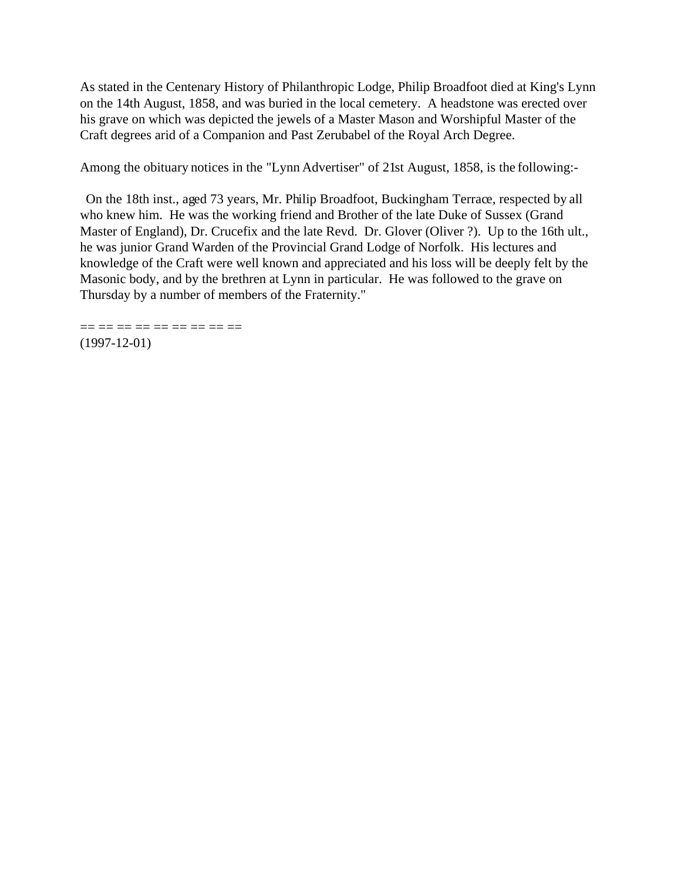As stated in the Centenary History of Philanthropic Lodge, Philip Broadfoot died at King's Lynn on the 14th August, 1858, and was buried in the local cemetery. A headstone was erected over his grave on which was depicted the jewels of a Master Mason and Worshipful Master of the Craft degrees arid of a Companion and Past Zerubabel of the Royal Arch Degree.

Among the obituary notices in the "Lynn Advertiser" of 21st August, 1858, is the following:-

On the 18th inst., aged 73 years, Mr. Philip Broadfoot, Buckingham Terrace, respected by all who knew him. He was the working friend and Brother of the late Duke of Sussex (Grand Master of England), Dr. Crucefix and the late Revd. Dr. Glover (Oliver ?). Up to the 16th ult., he was junior Grand Warden of the Provincial Grand Lodge of Norfolk. His lectures and knowledge of the Craft were well known and appreciated and his loss will be deeply felt by the Masonic body, and by the brethren at Lynn in particular. He was followed to the grave on Thursday by a number of members of the Fraternity."

== == == == == == == == ==
(1997-12-01)